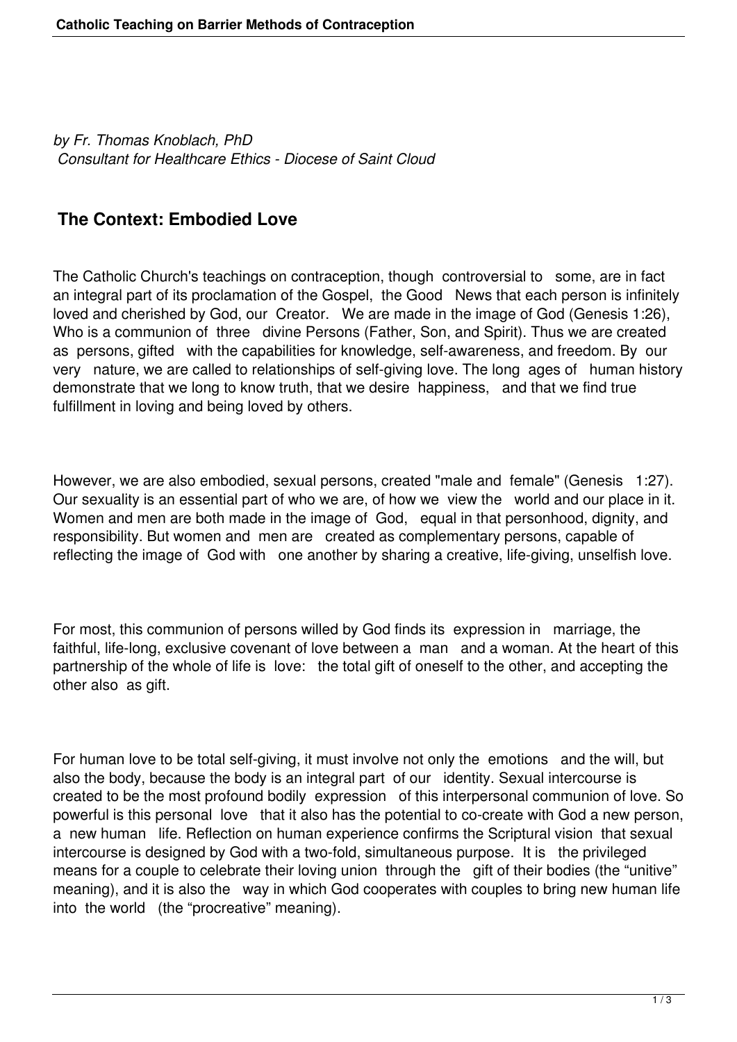*by Fr. Thomas Knoblach, PhD*
*Consultant for Healthcare Ethics - Diocese of Saint Cloud*

## The Context: Embodied Love

The Catholic Church's teachings on contraception, though controversial to some, are in fact an integral part of its proclamation of the Gospel, the Good News that each person is infinitely loved and cherished by God, our Creator. We are made in the image of God (Genesis 1:26), Who is a communion of three divine Persons (Father, Son, and Spirit). Thus we are created as persons, gifted with the capabilities for knowledge, self-awareness, and freedom. By our very nature, we are called to relationships of self-giving love. The long ages of human history demonstrate that we long to know truth, that we desire happiness, and that we find true fulfillment in loving and being loved by others.

However, we are also embodied, sexual persons, created "male and female" (Genesis 1:27). Our sexuality is an essential part of who we are, of how we view the world and our place in it. Women and men are both made in the image of God, equal in that personhood, dignity, and responsibility. But women and men are created as complementary persons, capable of reflecting the image of God with one another by sharing a creative, life-giving, unselfish love.

For most, this communion of persons willed by God finds its expression in marriage, the faithful, life-long, exclusive covenant of love between a man and a woman. At the heart of this partnership of the whole of life is love: the total gift of oneself to the other, and accepting the other also as gift.

For human love to be total self-giving, it must involve not only the emotions and the will, but also the body, because the body is an integral part of our identity. Sexual intercourse is created to be the most profound bodily expression of this interpersonal communion of love. So powerful is this personal love that it also has the potential to co-create with God a new person, a new human life. Reflection on human experience confirms the Scriptural vision that sexual intercourse is designed by God with a two-fold, simultaneous purpose. It is the privileged means for a couple to celebrate their loving union through the gift of their bodies (the "unitive" meaning), and it is also the way in which God cooperates with couples to bring new human life into the world (the "procreative" meaning).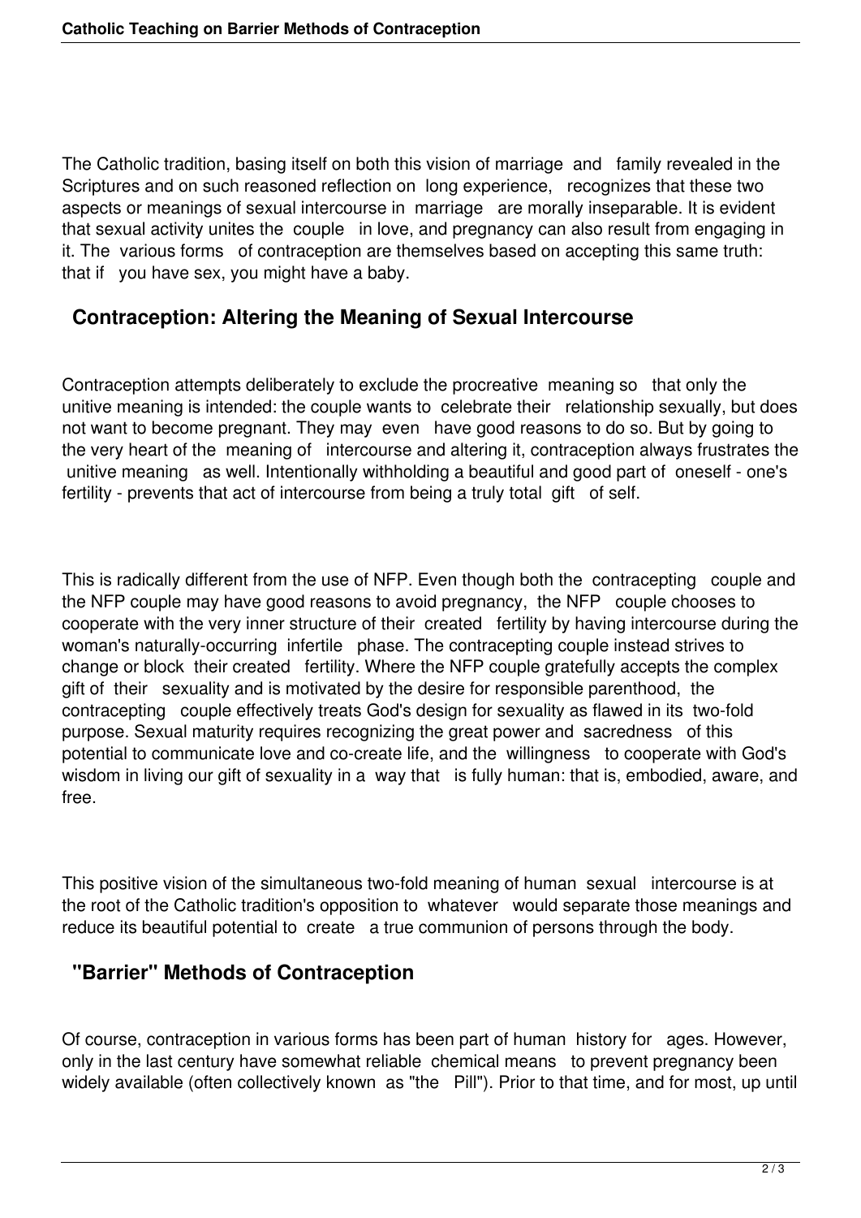The Catholic tradition, basing itself on both this vision of marriage and family revealed in the Scriptures and on such reasoned reflection on long experience, recognizes that these two aspects or meanings of sexual intercourse in marriage are morally inseparable. It is evident that sexual activity unites the couple in love, and pregnancy can also result from engaging in it. The various forms of contraception are themselves based on accepting this same truth: that if you have sex, you might have a baby.

## Contraception: Altering the Meaning of Sexual Intercourse

Contraception attempts deliberately to exclude the procreative meaning so that only the unitive meaning is intended: the couple wants to celebrate their relationship sexually, but does not want to become pregnant. They may even have good reasons to do so. But by going to the very heart of the meaning of intercourse and altering it, contraception always frustrates the unitive meaning as well. Intentionally withholding a beautiful and good part of oneself - one's fertility - prevents that act of intercourse from being a truly total gift of self.

This is radically different from the use of NFP. Even though both the contracepting couple and the NFP couple may have good reasons to avoid pregnancy, the NFP couple chooses to cooperate with the very inner structure of their created fertility by having intercourse during the woman's naturally-occurring infertile phase. The contracepting couple instead strives to change or block their created fertility. Where the NFP couple gratefully accepts the complex gift of their sexuality and is motivated by the desire for responsible parenthood, the contracepting couple effectively treats God's design for sexuality as flawed in its two-fold purpose. Sexual maturity requires recognizing the great power and sacredness of this potential to communicate love and co-create life, and the willingness to cooperate with God's wisdom in living our gift of sexuality in a way that is fully human: that is, embodied, aware, and free.

This positive vision of the simultaneous two-fold meaning of human sexual intercourse is at the root of the Catholic tradition's opposition to whatever would separate those meanings and reduce its beautiful potential to create a true communion of persons through the body.

## "Barrier" Methods of Contraception

Of course, contraception in various forms has been part of human history for ages. However, only in the last century have somewhat reliable chemical means to prevent pregnancy been widely available (often collectively known as "the Pill"). Prior to that time, and for most, up until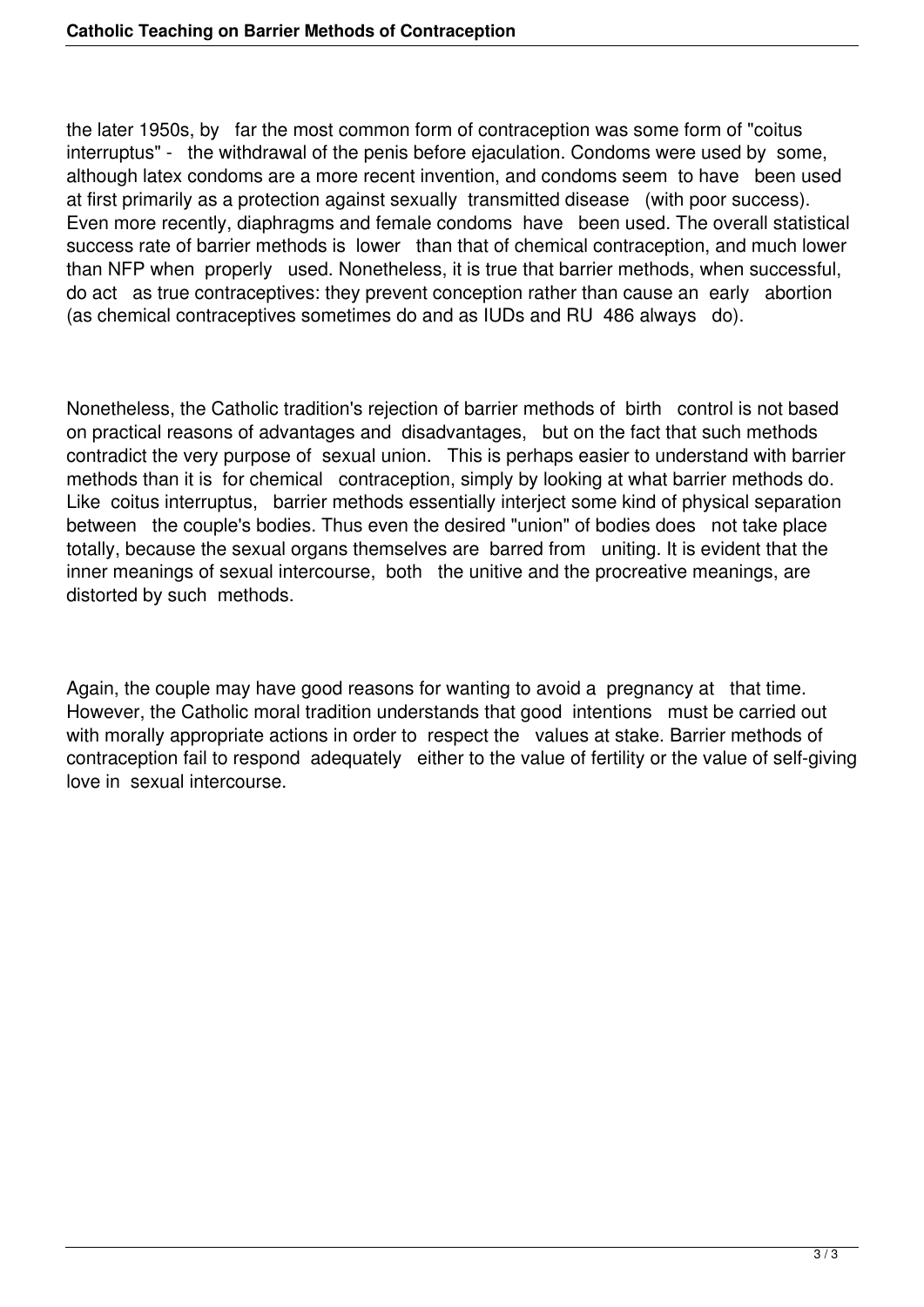the later 1950s, by far the most common form of contraception was some form of "coitus interruptus" - the withdrawal of the penis before ejaculation. Condoms were used by some, although latex condoms are a more recent invention, and condoms seem to have been used at first primarily as a protection against sexually transmitted disease (with poor success). Even more recently, diaphragms and female condoms have been used. The overall statistical success rate of barrier methods is lower than that of chemical contraception, and much lower than NFP when properly used. Nonetheless, it is true that barrier methods, when successful, do act as true contraceptives: they prevent conception rather than cause an early abortion (as chemical contraceptives sometimes do and as IUDs and RU 486 always do).

Nonetheless, the Catholic tradition's rejection of barrier methods of birth control is not based on practical reasons of advantages and disadvantages, but on the fact that such methods contradict the very purpose of sexual union. This is perhaps easier to understand with barrier methods than it is for chemical contraception, simply by looking at what barrier methods do. Like coitus interruptus, barrier methods essentially interject some kind of physical separation between the couple's bodies. Thus even the desired "union" of bodies does not take place totally, because the sexual organs themselves are barred from uniting. It is evident that the inner meanings of sexual intercourse, both the unitive and the procreative meanings, are distorted by such methods.

Again, the couple may have good reasons for wanting to avoid a pregnancy at that time. However, the Catholic moral tradition understands that good intentions must be carried out with morally appropriate actions in order to respect the values at stake. Barrier methods of contraception fail to respond adequately either to the value of fertility or the value of self-giving love in sexual intercourse.